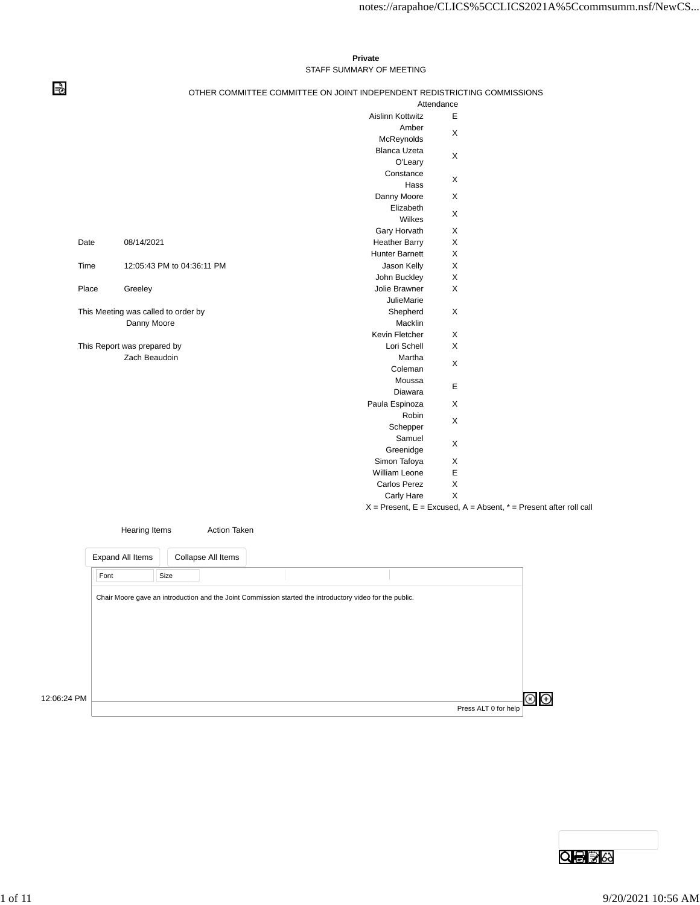**Private**

STAFF SUMMARY OF MEETING

OTHER COMMITTEE COMMITTEE ON JOINT INDEPENDENT REDISTRICTING COMMISSIONS

| | |
|---|---|
| Date | 08/14/2021 |
| Time | 12:05:43 PM to 04:36:11 PM |
| Place | Greeley |

This Meeting was called to order by
Danny Moore

This Report was prepared by
Zach Beaudoin

| | Attendance |
|---|---|
| Aislinn Kottwitz | E |
| Amber McReynolds | X |
| Blanca Uzeta O'Leary | X |
| Constance Hass | X |
| Danny Moore | X |
| Elizabeth Wilkes | X |
| Gary Horvath | X |
| Heather Barry | X |
| Hunter Barnett | X |
| Jason Kelly | X |
| John Buckley | X |
| Jolie Brawner | X |
| JulieMarie Shepherd Macklin | X |
| Kevin Fletcher | X |
| Lori Schell | X |
| Martha Coleman | X |
| Moussa Diawara | E |
| Paula Espinoza | X |
| Robin Schepper | X |
| Samuel Greenidge | X |
| Simon Tafoya | X |
| William Leone | E |
| Carlos Perez | X |
| Carly Hare | X |

X = Present, E = Excused, A = Absent, * = Present after roll call

Hearing Items    Action Taken

Expand All Items    Collapse All Items

Font    Size

Chair Moore gave an introduction and the Joint Commission started the introductory video for the public.

12:06:24 PM

Press ALT 0 for help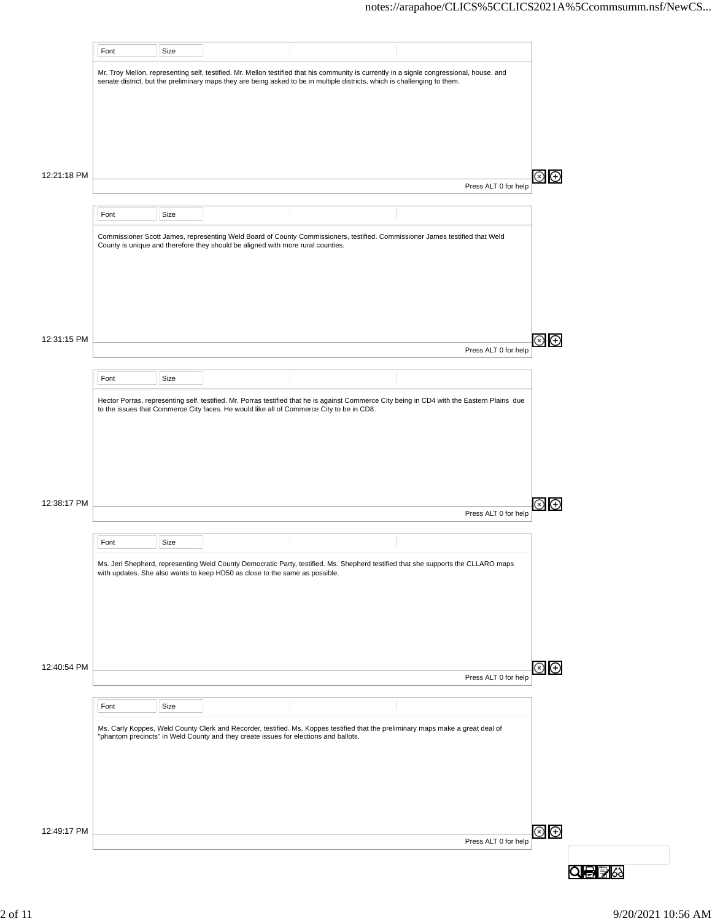Mr. Troy Mellon, representing self, testified. Mr. Mellon testified that his community is currently in a signle congressional, house, and senate district, but the preliminary maps they are being asked to be in multiple districts, which is challenging to them.

12:21:18 PM

Commissioner Scott James, representing Weld Board of County Commissioners, testified. Commissioner James testified that Weld County is unique and therefore they should be aligned with more rural counties.

12:31:15 PM

Hector Porras, representing self, testified. Mr. Porras testified that he is against Commerce City being in CD4 with the Eastern Plains due to the issues that Commerce City faces. He would like all of Commerce City to be in CD8.

12:38:17 PM

Ms. Jeri Shepherd, representing Weld County Democratic Party, testified. Ms. Shepherd testified that she supports the CLLARO maps with updates. She also wants to keep HD50 as close to the same as possible.

12:40:54 PM

Ms. Carly Koppes, Weld County Clerk and Recorder, testified. Ms. Koppes testified that the preliminary maps make a great deal of "phantom precincts" in Weld County and they create issues for elections and ballots.

12:49:17 PM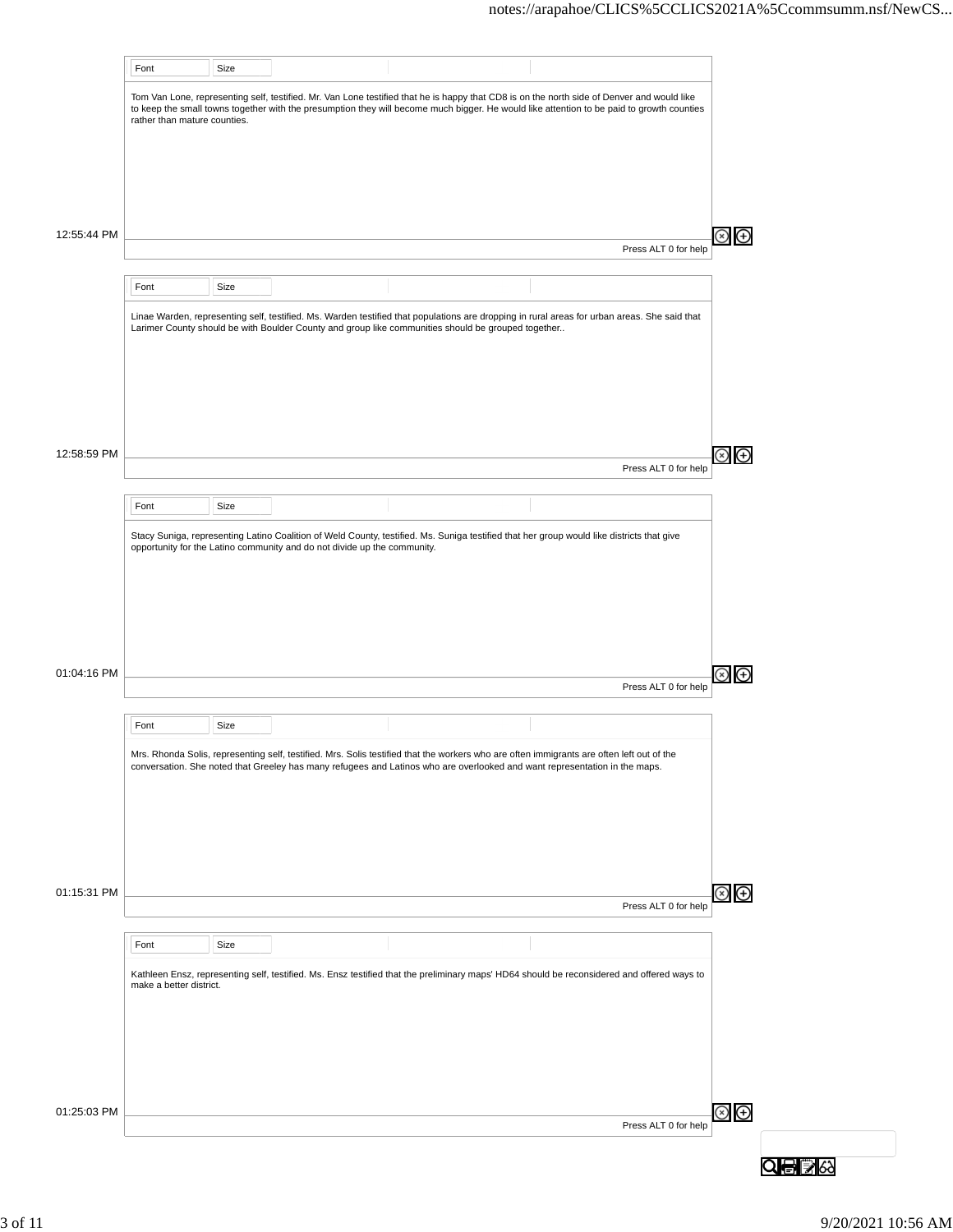Tom Van Lone, representing self, testified. Mr. Van Lone testified that he is happy that CD8 is on the north side of Denver and would like to keep the small towns together with the presumption they will become much bigger. He would like attention to be paid to growth counties rather than mature counties.

12:55:44 PM

Linae Warden, representing self, testified. Ms. Warden testified that populations are dropping in rural areas for urban areas. She said that Larimer County should be with Boulder County and group like communities should be grouped together..

12:58:59 PM

Stacy Suniga, representing Latino Coalition of Weld County, testified. Ms. Suniga testified that her group would like districts that give opportunity for the Latino community and do not divide up the community.

01:04:16 PM

Mrs. Rhonda Solis, representing self, testified. Mrs. Solis testified that the workers who are often immigrants are often left out of the conversation. She noted that Greeley has many refugees and Latinos who are overlooked and want representation in the maps.

01:15:31 PM

Kathleen Ensz, representing self, testified. Ms. Ensz testified that the preliminary maps' HD64 should be reconsidered and offered ways to make a better district.

01:25:03 PM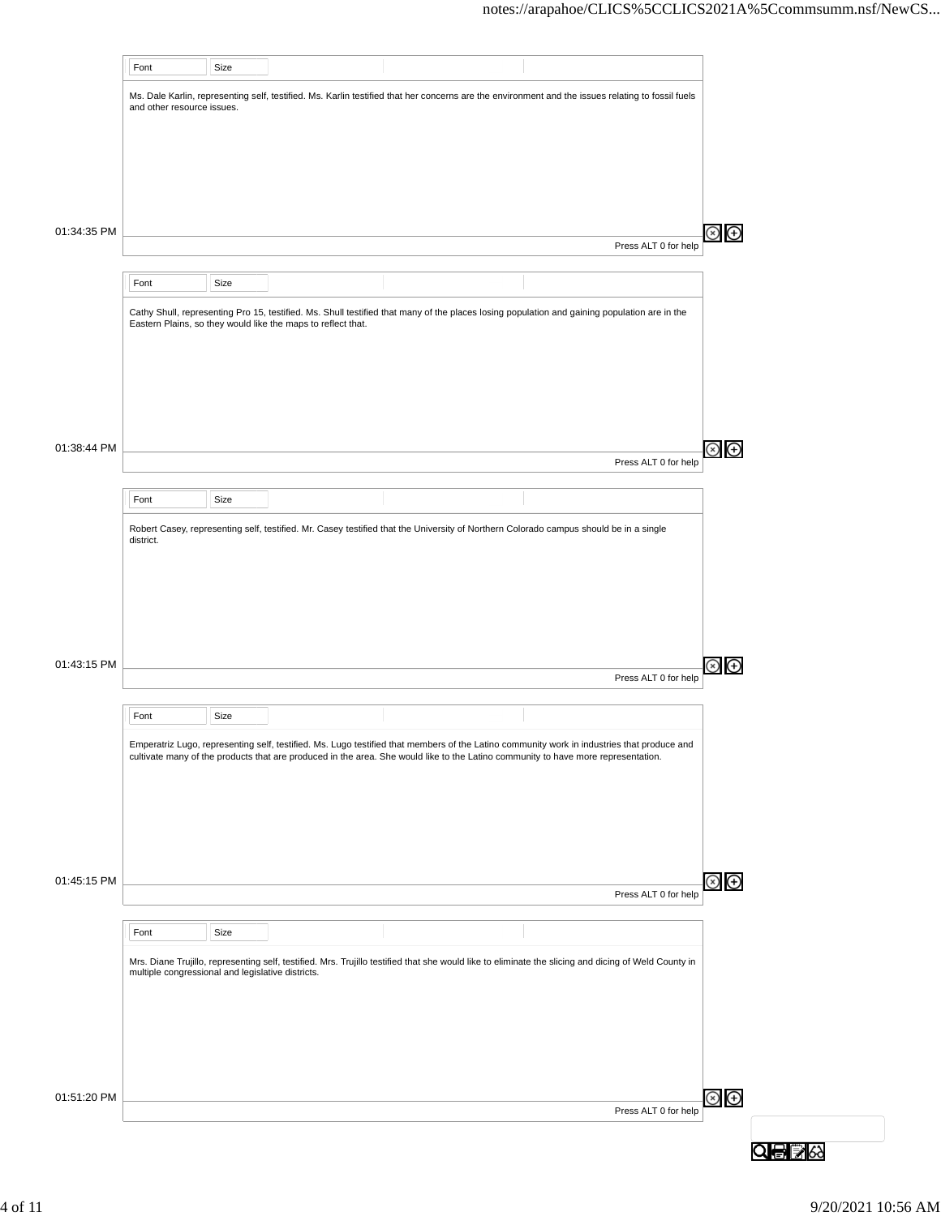01:34:35 PM

Ms. Dale Karlin, representing self, testified. Ms. Karlin testified that her concerns are the environment and the issues relating to fossil fuels and other resource issues.

01:38:44 PM

Cathy Shull, representing Pro 15, testified. Ms. Shull testified that many of the places losing population and gaining population are in the Eastern Plains, so they would like the maps to reflect that.

01:43:15 PM

Robert Casey, representing self, testified. Mr. Casey testified that the University of Northern Colorado campus should be in a single district.

01:45:15 PM

Emperatriz Lugo, representing self, testified. Ms. Lugo testified that members of the Latino community work in industries that produce and cultivate many of the products that are produced in the area. She would like to the Latino community to have more representation.

01:51:20 PM

Mrs. Diane Trujillo, representing self, testified. Mrs. Trujillo testified that she would like to eliminate the slicing and dicing of Weld County in multiple congressional and legislative districts.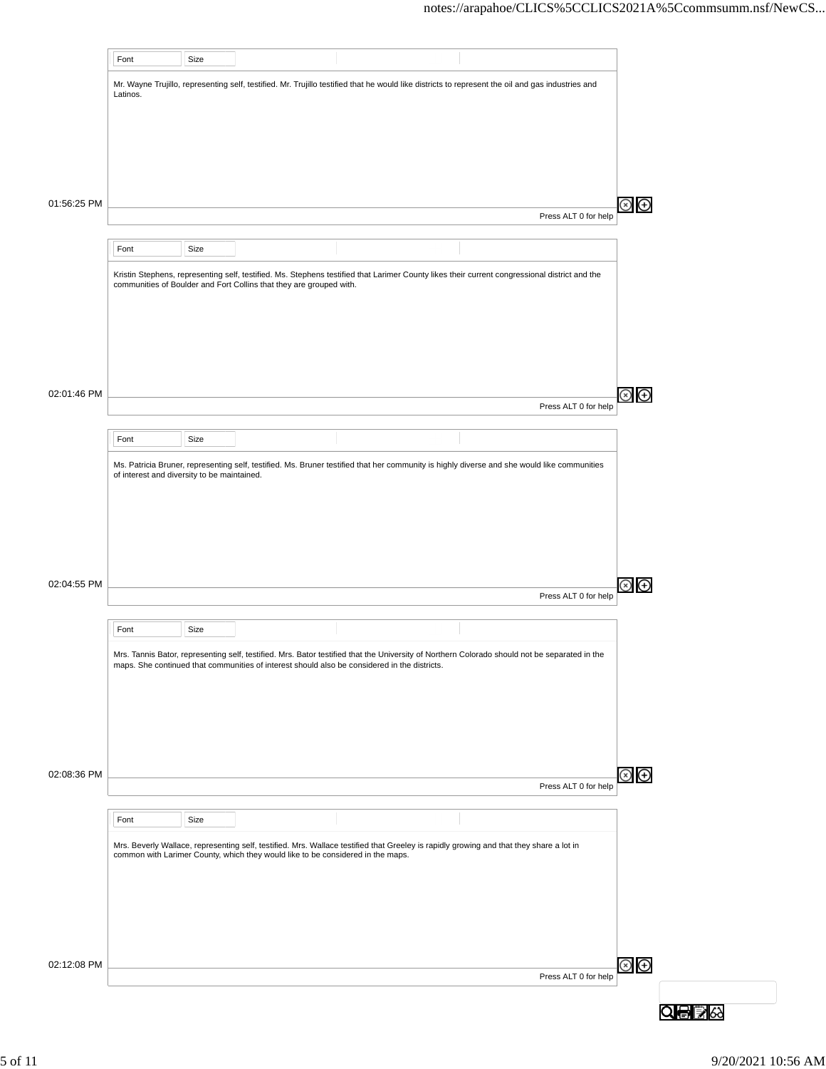01:56:25 PM

Mr. Wayne Trujillo, representing self, testified. Mr. Trujillo testified that he would like districts to represent the oil and gas industries and Latinos.

02:01:46 PM

Kristin Stephens, representing self, testified. Ms. Stephens testified that Larimer County likes their current congressional district and the communities of Boulder and Fort Collins that they are grouped with.

02:04:55 PM

Ms. Patricia Bruner, representing self, testified. Ms. Bruner testified that her community is highly diverse and she would like communities of interest and diversity to be maintained.

02:08:36 PM

Mrs. Tannis Bator, representing self, testified. Mrs. Bator testified that the University of Northern Colorado should not be separated in the maps. She continued that communities of interest should also be considered in the districts.

02:12:08 PM

Mrs. Beverly Wallace, representing self, testified. Mrs. Wallace testified that Greeley is rapidly growing and that they share a lot in common with Larimer County, which they would like to be considered in the maps.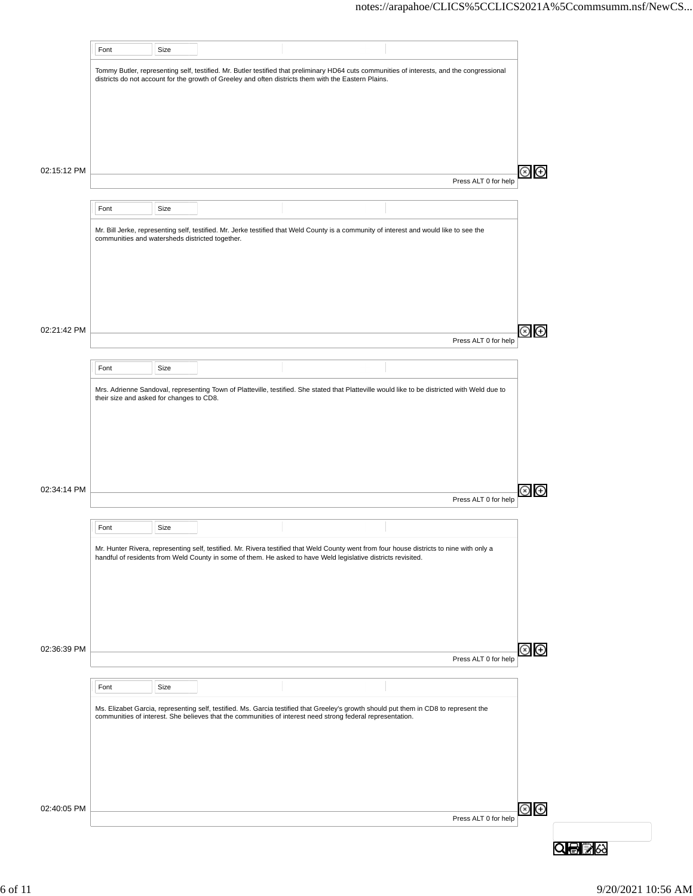Tommy Butler, representing self, testified. Mr. Butler testified that preliminary HD64 cuts communities of interests, and the congressional districts do not account for the growth of Greeley and often districts them with the Eastern Plains.

02:15:12 PM

Mr. Bill Jerke, representing self, testified. Mr. Jerke testified that Weld County is a community of interest and would like to see the communities and watersheds districted together.

02:21:42 PM

Mrs. Adrienne Sandoval, representing Town of Platteville, testified. She stated that Platteville would like to be districted with Weld due to their size and asked for changes to CD8.

02:34:14 PM

Mr. Hunter Rivera, representing self, testified. Mr. Rivera testified that Weld County went from four house districts to nine with only a handful of residents from Weld County in some of them. He asked to have Weld legislative districts revisited.

02:36:39 PM

Ms. Elizabet Garcia, representing self, testified. Ms. Garcia testified that Greeley's growth should put them in CD8 to represent the communities of interest. She believes that the communities of interest need strong federal representation.

02:40:05 PM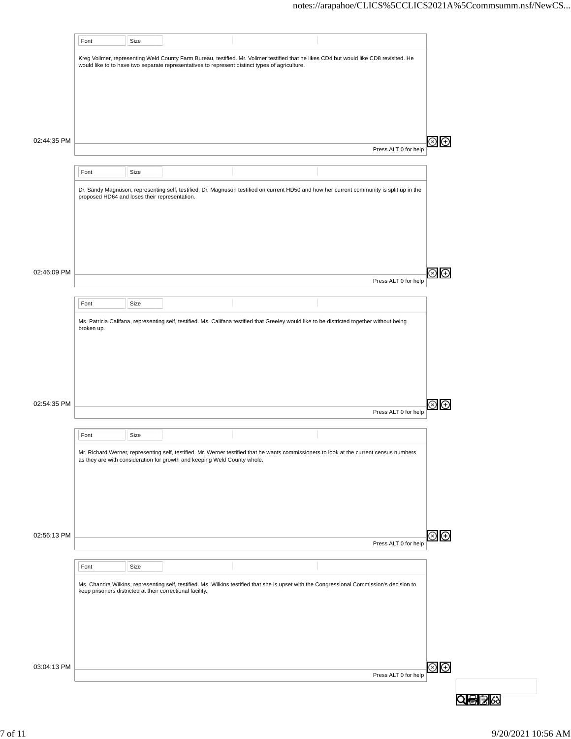Kreg Vollmer, representing Weld County Farm Bureau, testified. Mr. Vollmer testified that he likes CD4 but would like CD8 revisited. He would like to to have two separate representatives to represent distinct types of agriculture.

02:44:35 PM

Dr. Sandy Magnuson, representing self, testified. Dr. Magnuson testified on current HD50 and how her current community is split up in the proposed HD64 and loses their representation.

02:46:09 PM

Ms. Patricia Califana, representing self, testified. Ms. Califana testified that Greeley would like to be districted together without being broken up.

02:54:35 PM

Mr. Richard Werner, representing self, testified. Mr. Werner testified that he wants commissioners to look at the current census numbers as they are with consideration for growth and keeping Weld County whole.

02:56:13 PM

Ms. Chandra Wilkins, representing self, testified. Ms. Wilkins testified that she is upset with the Congressional Commission's decision to keep prisoners districted at their correctional facility.

03:04:13 PM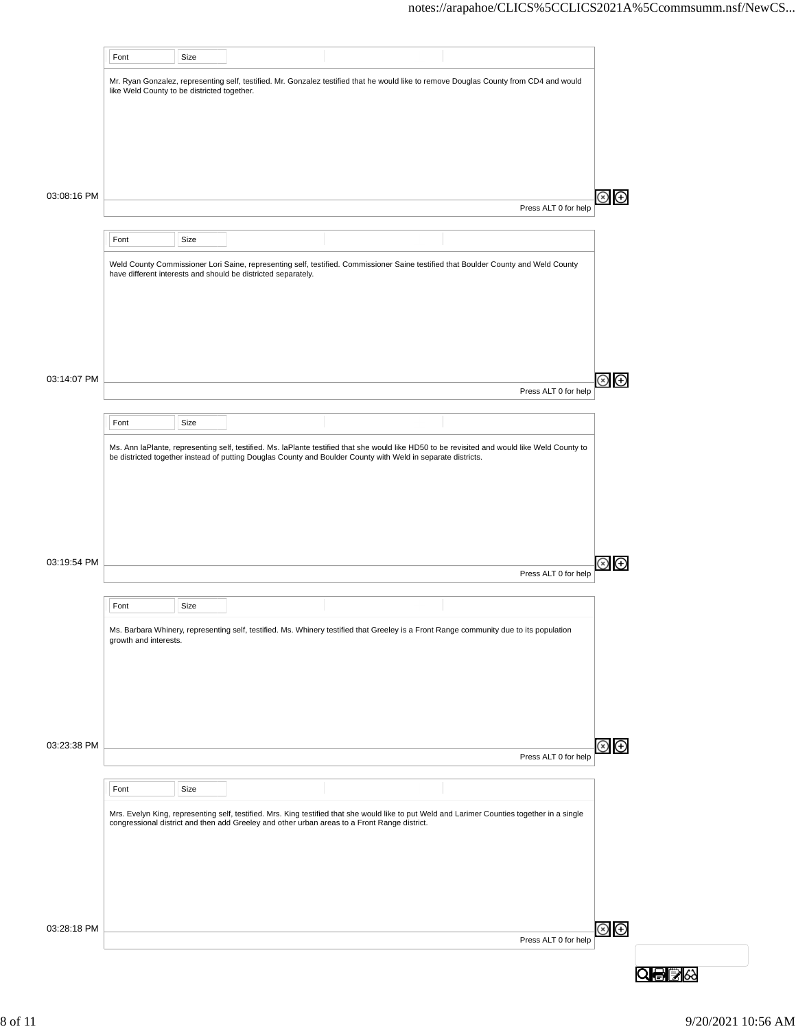03:08:16 PM

Mr. Ryan Gonzalez, representing self, testified. Mr. Gonzalez testified that he would like to remove Douglas County from CD4 and would like Weld County to be districted together.

03:14:07 PM

Weld County Commissioner Lori Saine, representing self, testified. Commissioner Saine testified that Boulder County and Weld County have different interests and should be districted separately.

03:19:54 PM

Ms. Ann laPlante, representing self, testified. Ms. laPlante testified that she would like HD50 to be revisited and would like Weld County to be districted together instead of putting Douglas County and Boulder County with Weld in separate districts.

03:23:38 PM

Ms. Barbara Whinery, representing self, testified. Ms. Whinery testified that Greeley is a Front Range community due to its population growth and interests.

03:28:18 PM

Mrs. Evelyn King, representing self, testified. Mrs. King testified that she would like to put Weld and Larimer Counties together in a single congressional district and then add Greeley and other urban areas to a Front Range district.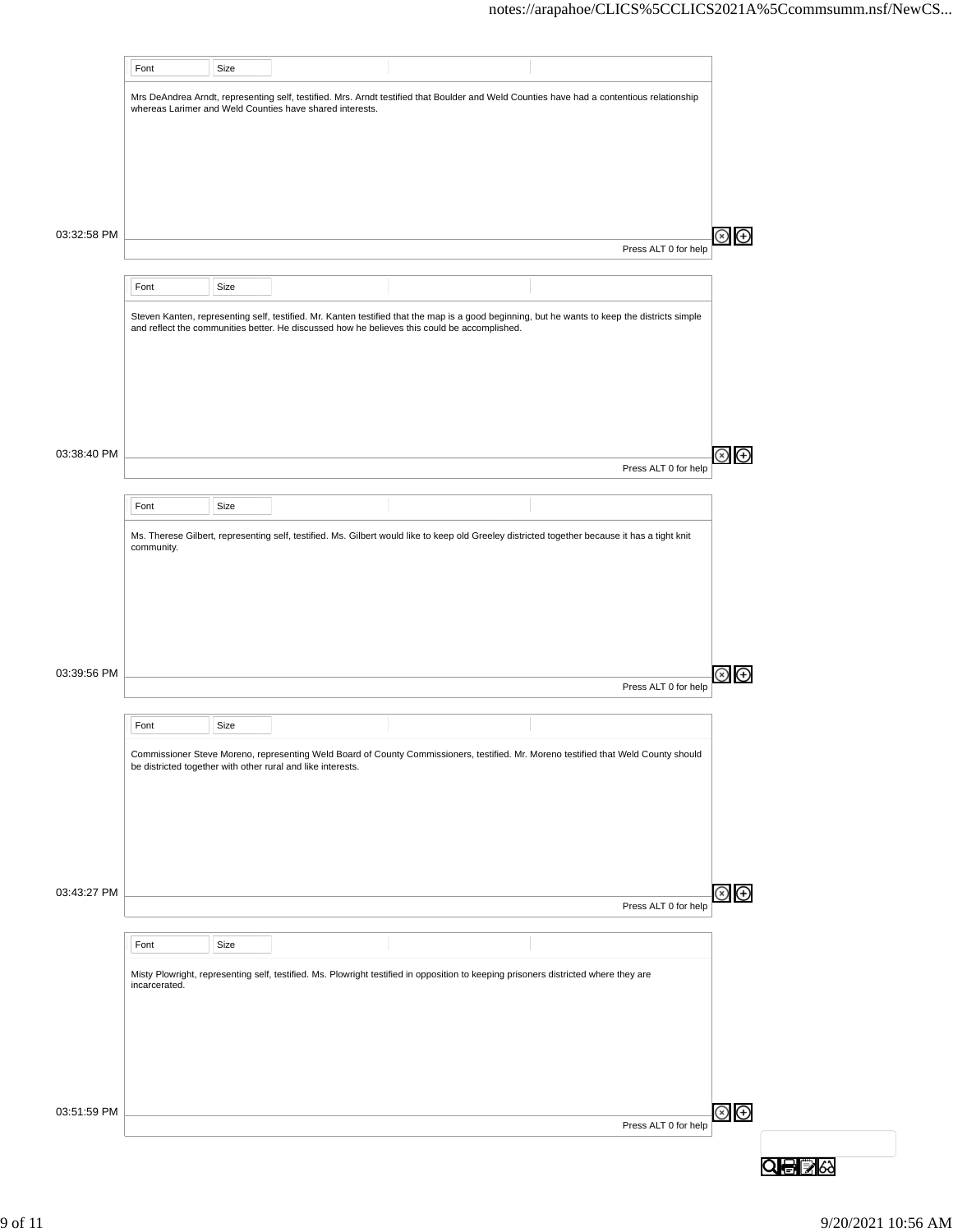Mrs DeAndrea Arndt, representing self, testified. Mrs. Arndt testified that Boulder and Weld Counties have had a contentious relationship whereas Larimer and Weld Counties have shared interests.

03:32:58 PM

Steven Kanten, representing self, testified. Mr. Kanten testified that the map is a good beginning, but he wants to keep the districts simple and reflect the communities better. He discussed how he believes this could be accomplished.

03:38:40 PM

Ms. Therese Gilbert, representing self, testified. Ms. Gilbert would like to keep old Greeley districted together because it has a tight knit community.

03:39:56 PM

Commissioner Steve Moreno, representing Weld Board of County Commissioners, testified. Mr. Moreno testified that Weld County should be districted together with other rural and like interests.

03:43:27 PM

Misty Plowright, representing self, testified. Ms. Plowright testified in opposition to keeping prisoners districted where they are incarcerated.

03:51:59 PM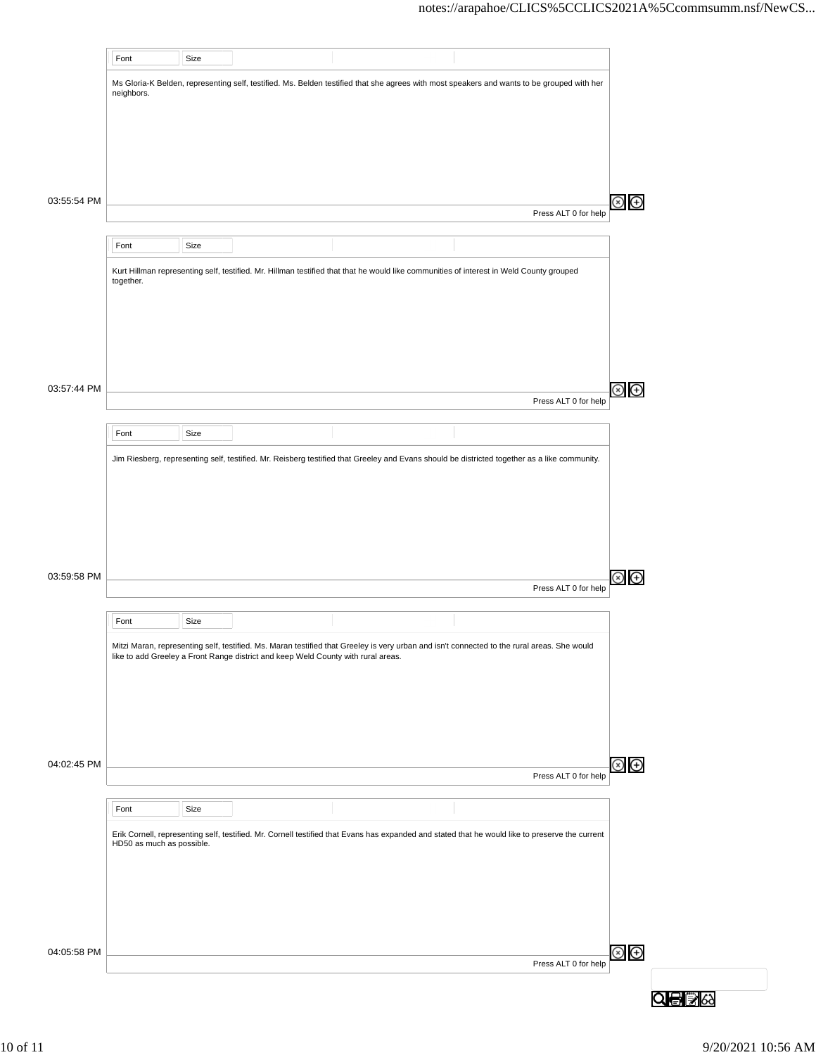Ms Gloria-K Belden, representing self, testified. Ms. Belden testified that she agrees with most speakers and wants to be grouped with her neighbors.

03:55:54 PM

Kurt Hillman representing self, testified. Mr. Hillman testified that that he would like communities of interest in Weld County grouped together.

03:57:44 PM

Jim Riesberg, representing self, testified. Mr. Reisberg testified that Greeley and Evans should be districted together as a like community.

03:59:58 PM

Mitzi Maran, representing self, testified. Ms. Maran testified that Greeley is very urban and isn't connected to the rural areas. She would like to add Greeley a Front Range district and keep Weld County with rural areas.

04:02:45 PM

Erik Cornell, representing self, testified. Mr. Cornell testified that Evans has expanded and stated that he would like to preserve the current HD50 as much as possible.

04:05:58 PM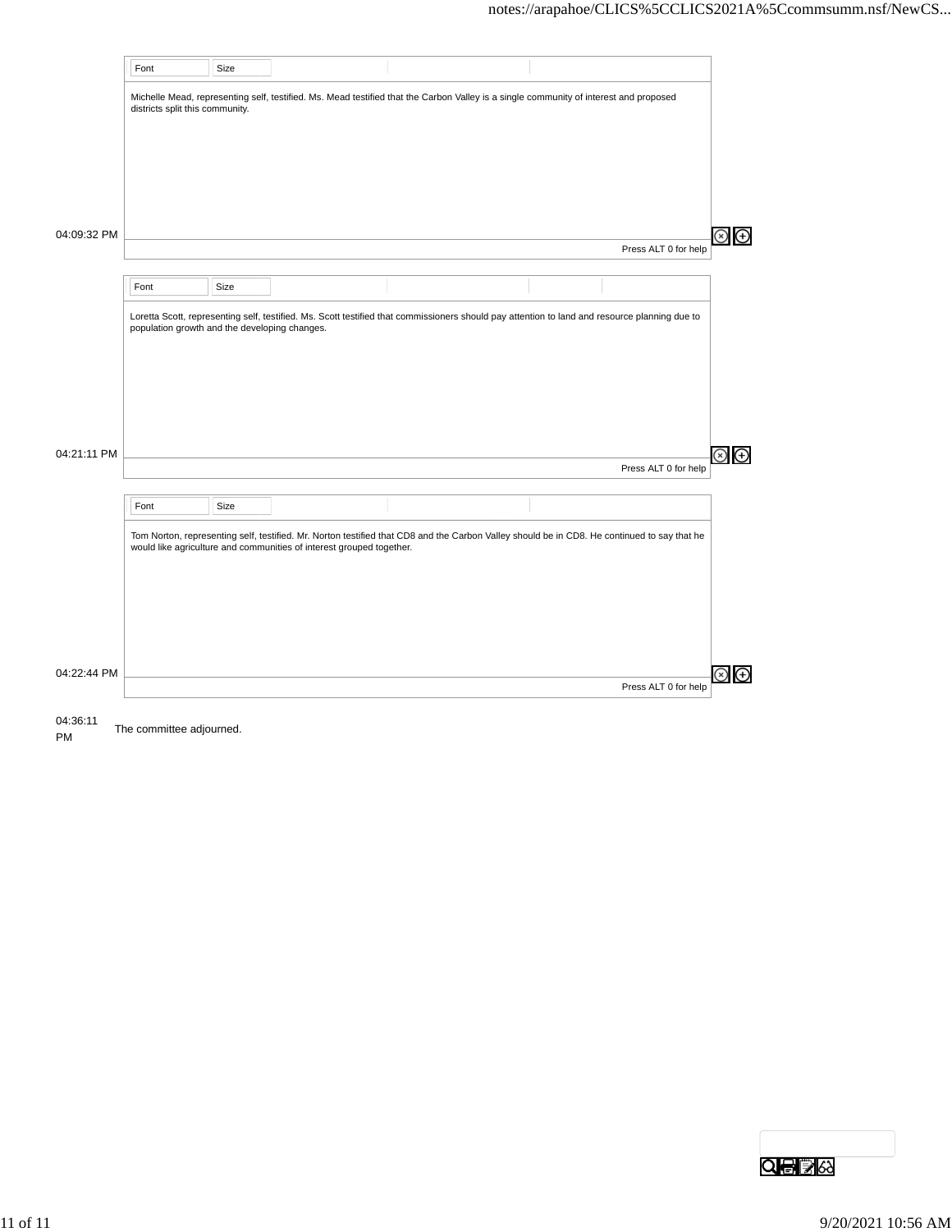Michelle Mead, representing self, testified. Ms. Mead testified that the Carbon Valley is a single community of interest and proposed districts split this community.

04:09:32 PM

Loretta Scott, representing self, testified. Ms. Scott testified that commissioners should pay attention to land and resource planning due to population growth and the developing changes.

04:21:11 PM

Tom Norton, representing self, testified. Mr. Norton testified that CD8 and the Carbon Valley should be in CD8. He continued to say that he would like agriculture and communities of interest grouped together.

04:22:44 PM

04:36:11 PM The committee adjourned.